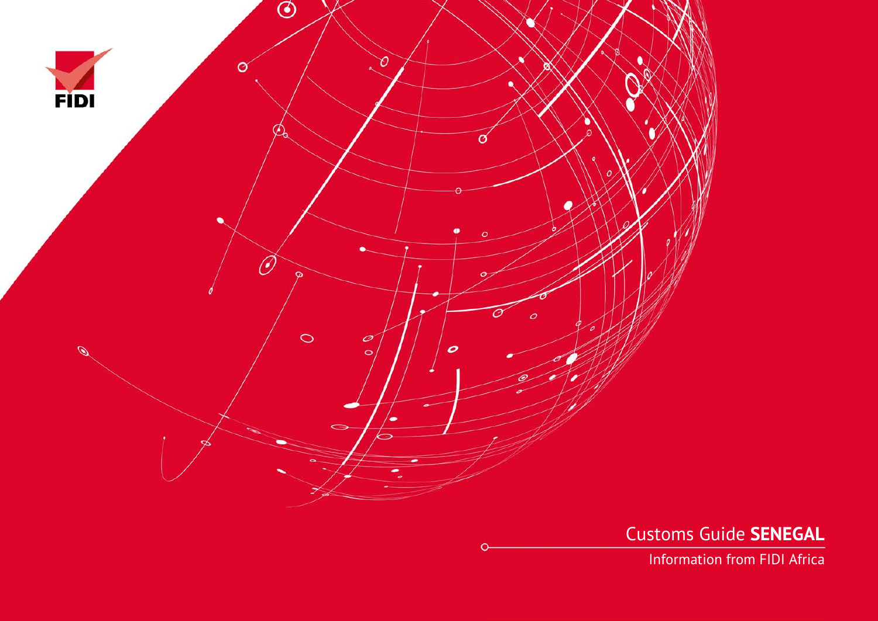FIDI

# Customs Guide **SENEGAL**

Information from FIDI Africa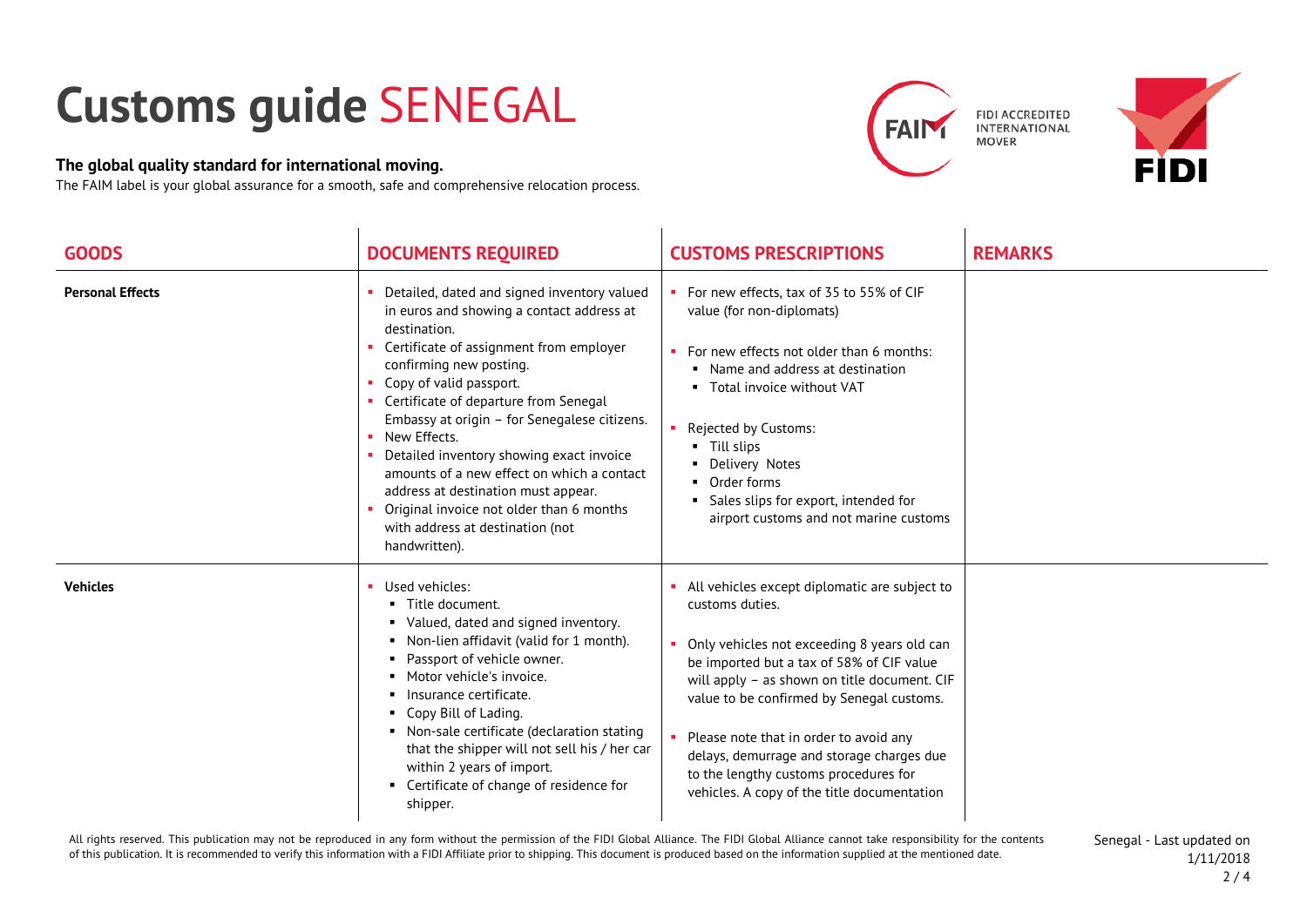# Customs guide SENEGAL

**The global quality standard for international moving.**

The FAIM label is your global assurance for a smooth, safe and comprehensive relocation process.

| GOODS | DOCUMENTS REQUIRED | CUSTOMS PRESCRIPTIONS | REMARKS |
|---|---|---|---|
| **Personal Effects** | ▪ Detailed, dated and signed inventory valued in euros and showing a contact address at destination.<br>▪ Certificate of assignment from employer confirming new posting.<br>▪ Copy of valid passport.<br>▪ Certificate of departure from Senegal Embassy at origin – for Senegalese citizens.<br>▪ New Effects.<br>▪ Detailed inventory showing exact invoice amounts of a new effect on which a contact address at destination must appear.<br>▪ Original invoice not older than 6 months with address at destination (not handwritten). | ▪ For new effects, tax of 35 to 55% of CIF value (for non-diplomats)<br><br>▪ For new effects not older than 6 months:<br>  ▪ Name and address at destination<br>  ▪ Total invoice without VAT<br><br>▪ Rejected by Customs:<br>  ▪ Till slips<br>  ▪ Delivery Notes<br>  ▪ Order forms<br>  ▪ Sales slips for export, intended for airport customs and not marine customs | |
| **Vehicles** | ▪ Used vehicles:<br>  ▪ Title document.<br>  ▪ Valued, dated and signed inventory.<br>  ▪ Non-lien affidavit (valid for 1 month).<br>  ▪ Passport of vehicle owner.<br>  ▪ Motor vehicle's invoice.<br>  ▪ Insurance certificate.<br>  ▪ Copy Bill of Lading.<br>  ▪ Non-sale certificate (declaration stating that the shipper will not sell his / her car within 2 years of import.<br>  ▪ Certificate of change of residence for shipper. | ▪ All vehicles except diplomatic are subject to customs duties.<br><br>▪ Only vehicles not exceeding 8 years old can be imported but a tax of 58% of CIF value will apply – as shown on title document. CIF value to be confirmed by Senegal customs.<br><br>▪ Please note that in order to avoid any delays, demurrage and storage charges due to the lengthy customs procedures for vehicles. A copy of the title documentation | |

All rights reserved. This publication may not be reproduced in any form without the permission of the FIDI Global Alliance. The FIDI Global Alliance cannot take responsibility for the contents of this publication. It is recommended to verify this information with a FIDI Affiliate prior to shipping. This document is produced based on the information supplied at the mentioned date.

Senegal - Last updated on 1/11/2018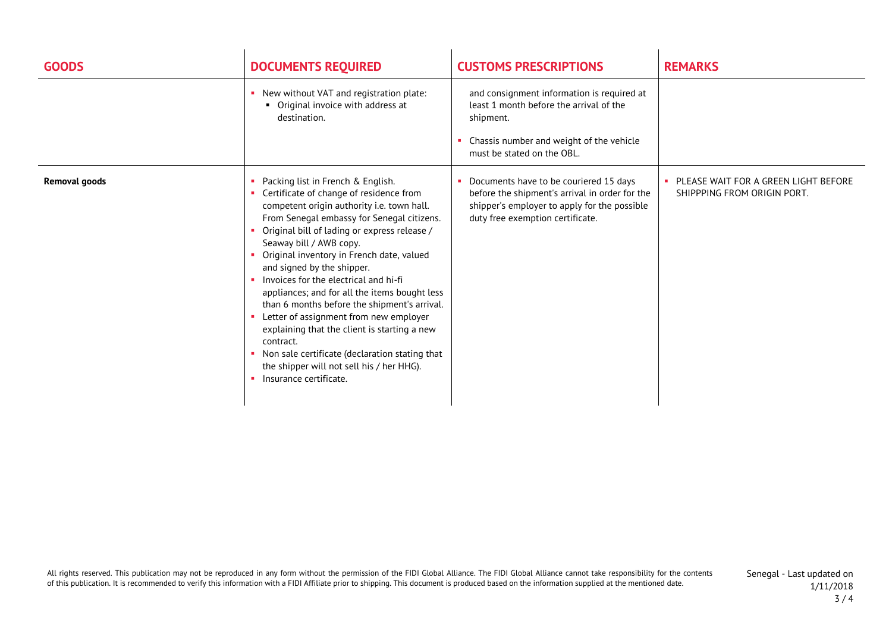| GOODS | DOCUMENTS REQUIRED | CUSTOMS PRESCRIPTIONS | REMARKS |
|---|---|---|---|
| | ▪ New without VAT and registration plate:<br>▪ Original invoice with address at destination. | and consignment information is required at least 1 month before the arrival of the shipment.<br>▪ Chassis number and weight of the vehicle must be stated on the OBL. | |
| **Removal goods** | ▪ Packing list in French & English.<br>▪ Certificate of change of residence from competent origin authority i.e. town hall. From Senegal embassy for Senegal citizens.<br>▪ Original bill of lading or express release / Seaway bill / AWB copy.<br>▪ Original inventory in French date, valued and signed by the shipper.<br>▪ Invoices for the electrical and hi-fi appliances; and for all the items bought less than 6 months before the shipment's arrival.<br>▪ Letter of assignment from new employer explaining that the client is starting a new contract.<br>▪ Non sale certificate (declaration stating that the shipper will not sell his / her HHG).<br>▪ Insurance certificate. | ▪ Documents have to be couriered 15 days before the shipment's arrival in order for the shipper's employer to apply for the possible duty free exemption certificate. | ▪ PLEASE WAIT FOR A GREEN LIGHT BEFORE SHIPPPING FROM ORIGIN PORT. |

All rights reserved. This publication may not be reproduced in any form without the permission of the FIDI Global Alliance. The FIDI Global Alliance cannot take responsibility for the contents of this publication. It is recommended to verify this information with a FIDI Affiliate prior to shipping. This document is produced based on the information supplied at the mentioned date.

Senegal - Last updated on 1/11/2018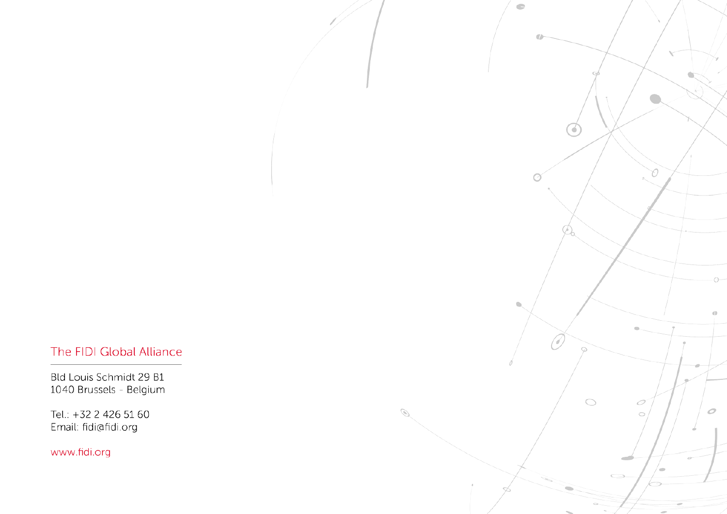The FIDI Global Alliance

Bld Louis Schmidt 29 B1
1040 Brussels - Belgium

Tel.: +32 2 426 51 60
Email: fidi@fidi.org

www.fidi.org